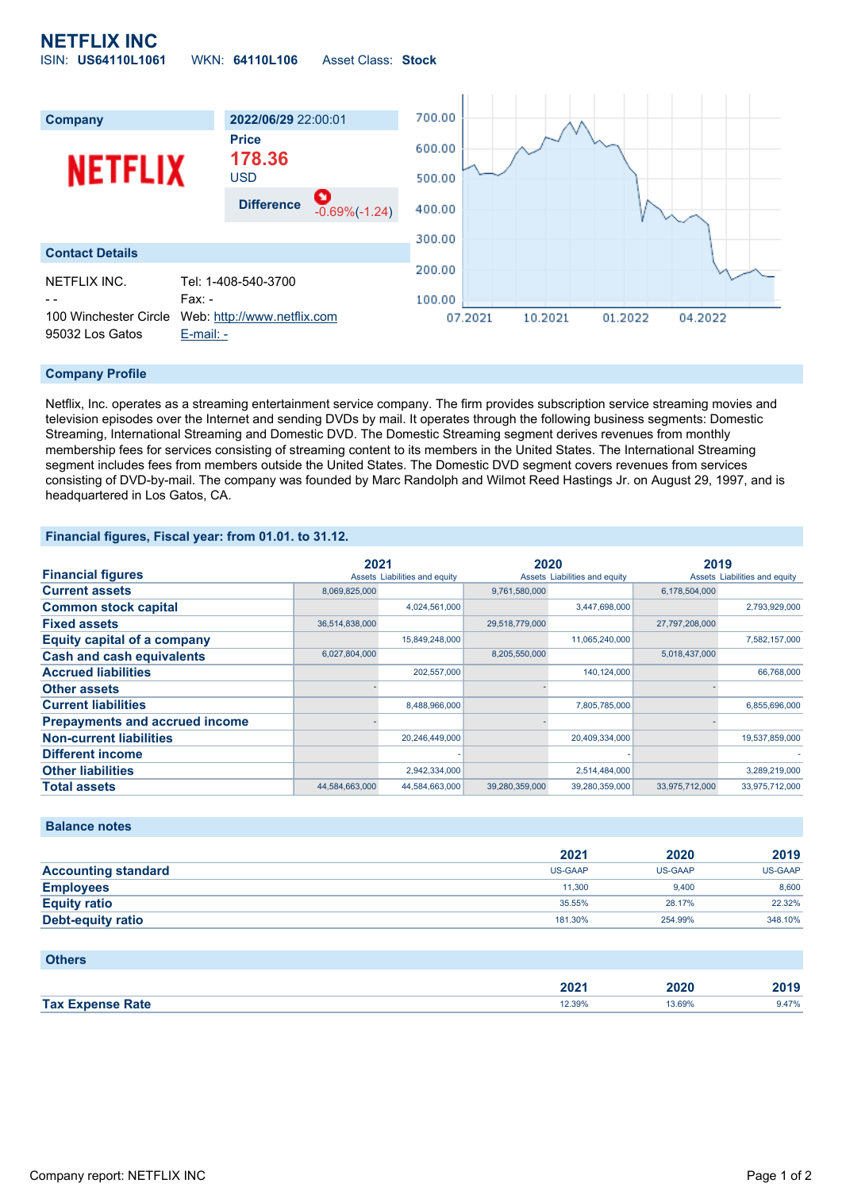# NETFLIX INC

ISIN: **US64110L1061** WKN: **64110L106** Asset Class: **Stock**

| Company | 2022/06/29 22:00:01 |
|---|---|
| NETFLIX | **Price** 178.36 USD |
| | **Difference** -0.69%(-1.24) |

## Contact Details

| | |
|---|---|
| NETFLIX INC. | Tel: 1-408-540-3700 |
| - - | Fax: - |
| 100 Winchester Circle | Web: http://www.netflix.com |
| 95032 Los Gatos | E-mail: - |

## Company Profile

Netflix, Inc. operates as a streaming entertainment service company. The firm provides subscription service streaming movies and television episodes over the Internet and sending DVDs by mail. It operates through the following business segments: Domestic Streaming, International Streaming and Domestic DVD. The Domestic Streaming segment derives revenues from monthly membership fees for services consisting of streaming content to its members in the United States. The International Streaming segment includes fees from members outside the United States. The Domestic DVD segment covers revenues from services consisting of DVD-by-mail. The company was founded by Marc Randolph and Wilmot Reed Hastings Jr. on August 29, 1997, and is headquartered in Los Gatos, CA.

## Financial figures, Fiscal year: from 01.01. to 31.12.

| Financial figures | 2021 | | 2020 | | 2019 | |
|---|---|---|---|---|---|---|
| | Assets | Liabilities and equity | Assets | Liabilities and equity | Assets | Liabilities and equity |
| **Current assets** | 8,069,825,000 | | 9,761,580,000 | | 6,178,504,000 | |
| **Common stock capital** | | 4,024,561,000 | | 3,447,698,000 | | 2,793,929,000 |
| **Fixed assets** | 36,514,838,000 | | 29,518,779,000 | | 27,797,208,000 | |
| **Equity capital of a company** | | 15,849,248,000 | | 11,065,240,000 | | 7,582,157,000 |
| **Cash and cash equivalents** | 6,027,804,000 | | 8,205,550,000 | | 5,018,437,000 | |
| **Accrued liabilities** | | 202,557,000 | | 140,124,000 | | 66,768,000 |
| **Other assets** | - | | - | | - | |
| **Current liabilities** | | 8,488,966,000 | | 7,805,785,000 | | 6,855,696,000 |
| **Prepayments and accrued income** | - | | - | | - | |
| **Non-current liabilities** | | 20,246,449,000 | | 20,409,334,000 | | 19,537,859,000 |
| **Different income** | | - | | - | | - |
| **Other liabilities** | | 2,942,334,000 | | 2,514,484,000 | | 3,289,219,000 |
| **Total assets** | 44,584,663,000 | 44,584,663,000 | 39,280,359,000 | 39,280,359,000 | 33,975,712,000 | 33,975,712,000 |

## Balance notes

| | 2021 | 2020 | 2019 |
|---|---|---|---|
| **Accounting standard** | US-GAAP | US-GAAP | US-GAAP |
| **Employees** | 11,300 | 9,400 | 8,600 |
| **Equity ratio** | 35.55% | 28.17% | 22.32% |
| **Debt-equity ratio** | 181.30% | 254.99% | 348.10% |

## Others

| | 2021 | 2020 | 2019 |
|---|---|---|---|
| **Tax Expense Rate** | 12.39% | 13.69% | 9.47% |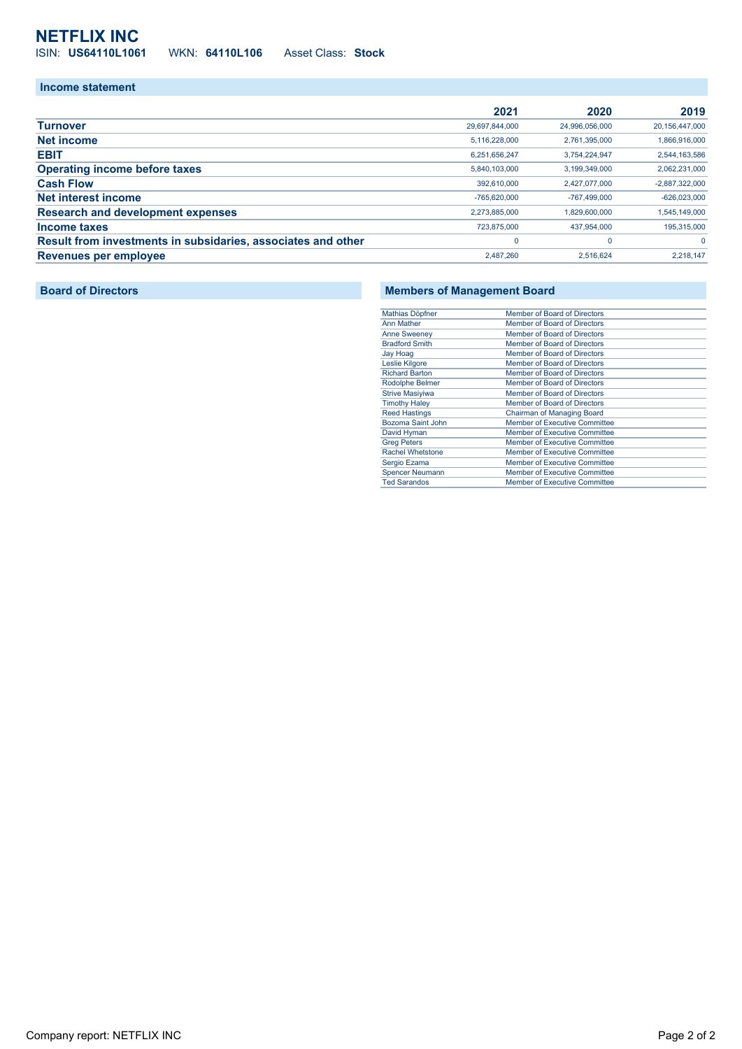# NETFLIX INC

ISIN: **US64110L1061** WKN: **64110L106** Asset Class: **Stock**

## Income statement

| | 2021 | 2020 | 2019 |
|---|---|---|---|
| **Turnover** | 29,697,844,000 | 24,996,056,000 | 20,156,447,000 |
| **Net income** | 5,116,228,000 | 2,761,395,000 | 1,866,916,000 |
| **EBIT** | 6,251,656,247 | 3,754,224,947 | 2,544,163,586 |
| **Operating income before taxes** | 5,840,103,000 | 3,199,349,000 | 2,062,231,000 |
| **Cash Flow** | 392,610,000 | 2,427,077,000 | -2,887,322,000 |
| **Net interest income** | -765,620,000 | -767,499,000 | -626,023,000 |
| **Research and development expenses** | 2,273,885,000 | 1,829,600,000 | 1,545,149,000 |
| **Income taxes** | 723,875,000 | 437,954,000 | 195,315,000 |
| **Result from investments in subsidaries, associates and other** | 0 | 0 | 0 |
| **Revenues per employee** | 2,487,260 | 2,516,624 | 2,218,147 |

## Board of Directors

## Members of Management Board

| | |
|---|---|
| Mathias Döpfner | Member of Board of Directors |
| Ann Mather | Member of Board of Directors |
| Anne Sweeney | Member of Board of Directors |
| Bradford Smith | Member of Board of Directors |
| Jay Hoag | Member of Board of Directors |
| Leslie Kilgore | Member of Board of Directors |
| Richard Barton | Member of Board of Directors |
| Rodolphe Belmer | Member of Board of Directors |
| Strive Masiyiwa | Member of Board of Directors |
| Timothy Haley | Member of Board of Directors |
| Reed Hastings | Chairman of Managing Board |
| Bozoma Saint John | Member of Executive Committee |
| David Hyman | Member of Executive Committee |
| Greg Peters | Member of Executive Committee |
| Rachel Whetstone | Member of Executive Committee |
| Sergio Ezama | Member of Executive Committee |
| Spencer Neumann | Member of Executive Committee |
| Ted Sarandos | Member of Executive Committee |